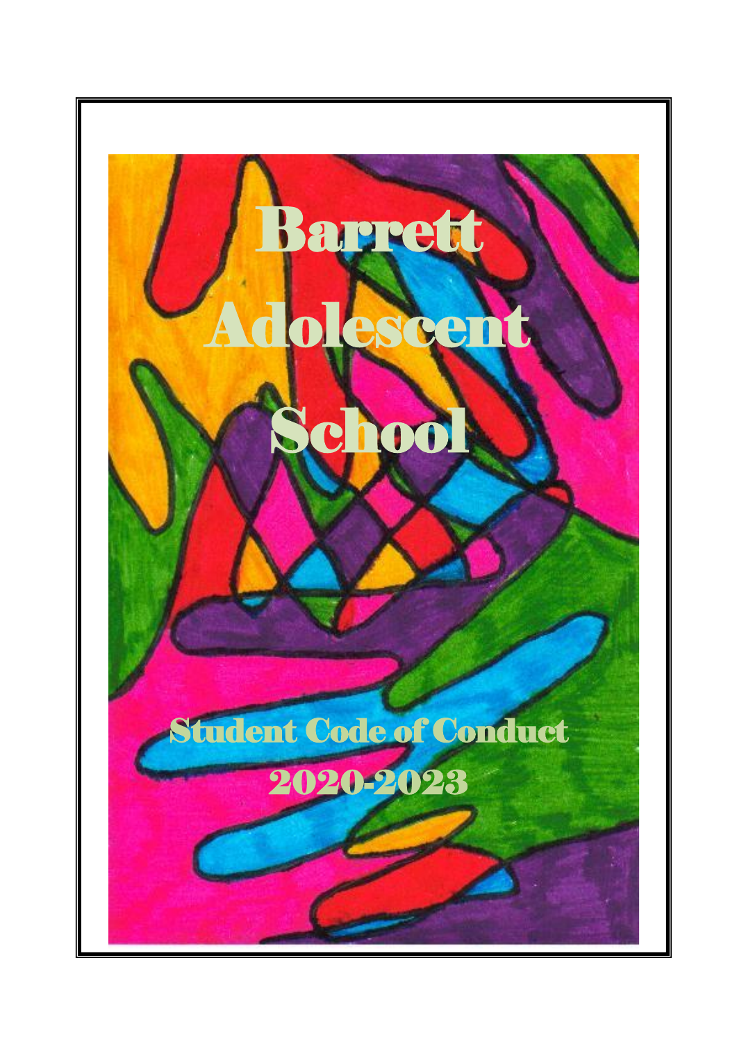# Barrett Adolescent School

## Student Code of Conduct

## 2020-2023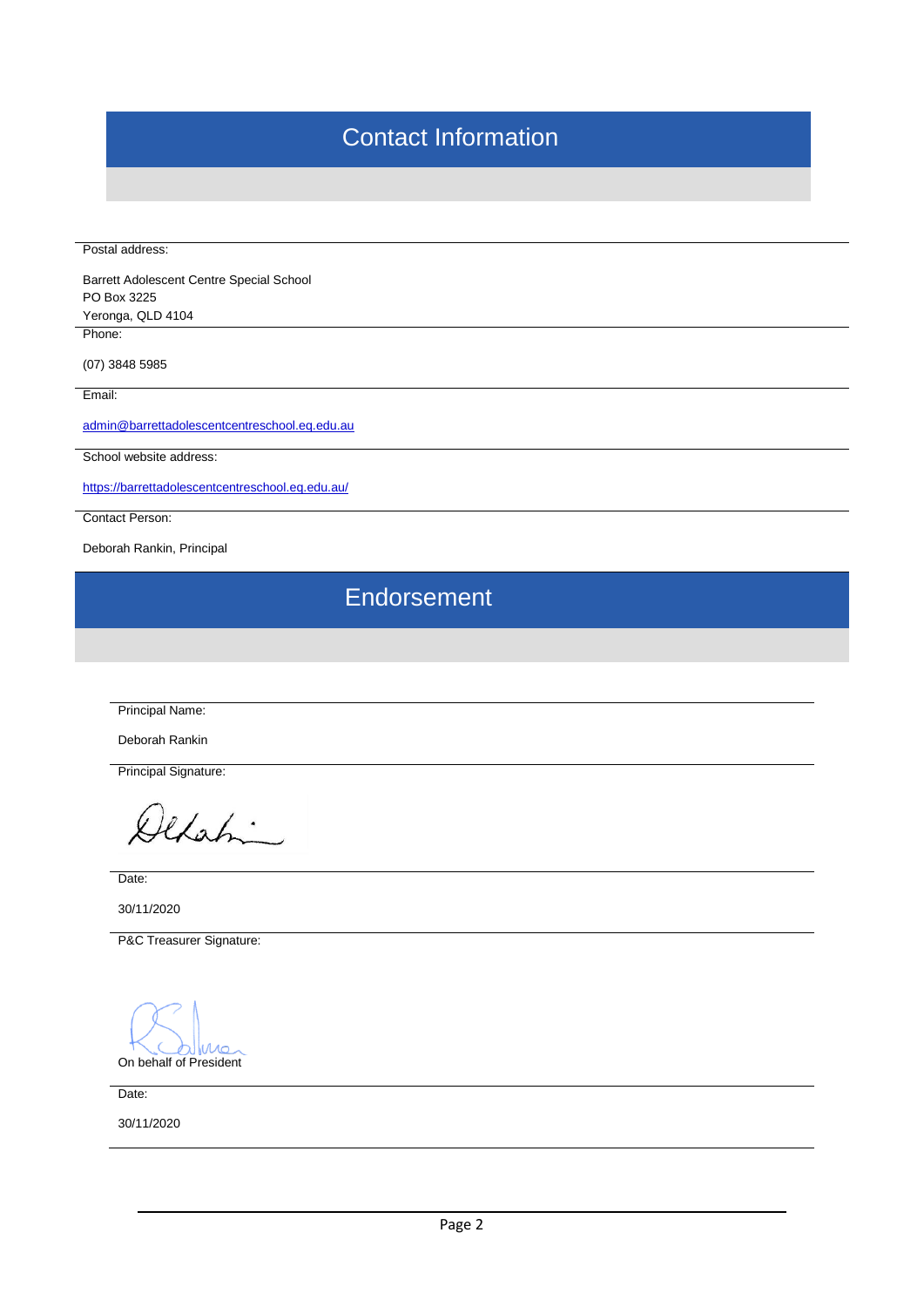# Contact Information

Postal address:

Barrett Adolescent Centre Special School
PO Box 3225
Yeronga, QLD 4104

Phone:

(07) 3848 5985

Email:

admin@barrettadolescentcentreschool.eq.edu.au

School website address:

https://barrettadolescentcentreschool.eq.edu.au/

Contact Person:

Deborah Rankin, Principal

# Endorsement

Principal Name:

Deborah Rankin

Principal Signature:

Date:

30/11/2020

P&C Treasurer Signature:

On behalf of President

Date:

30/11/2020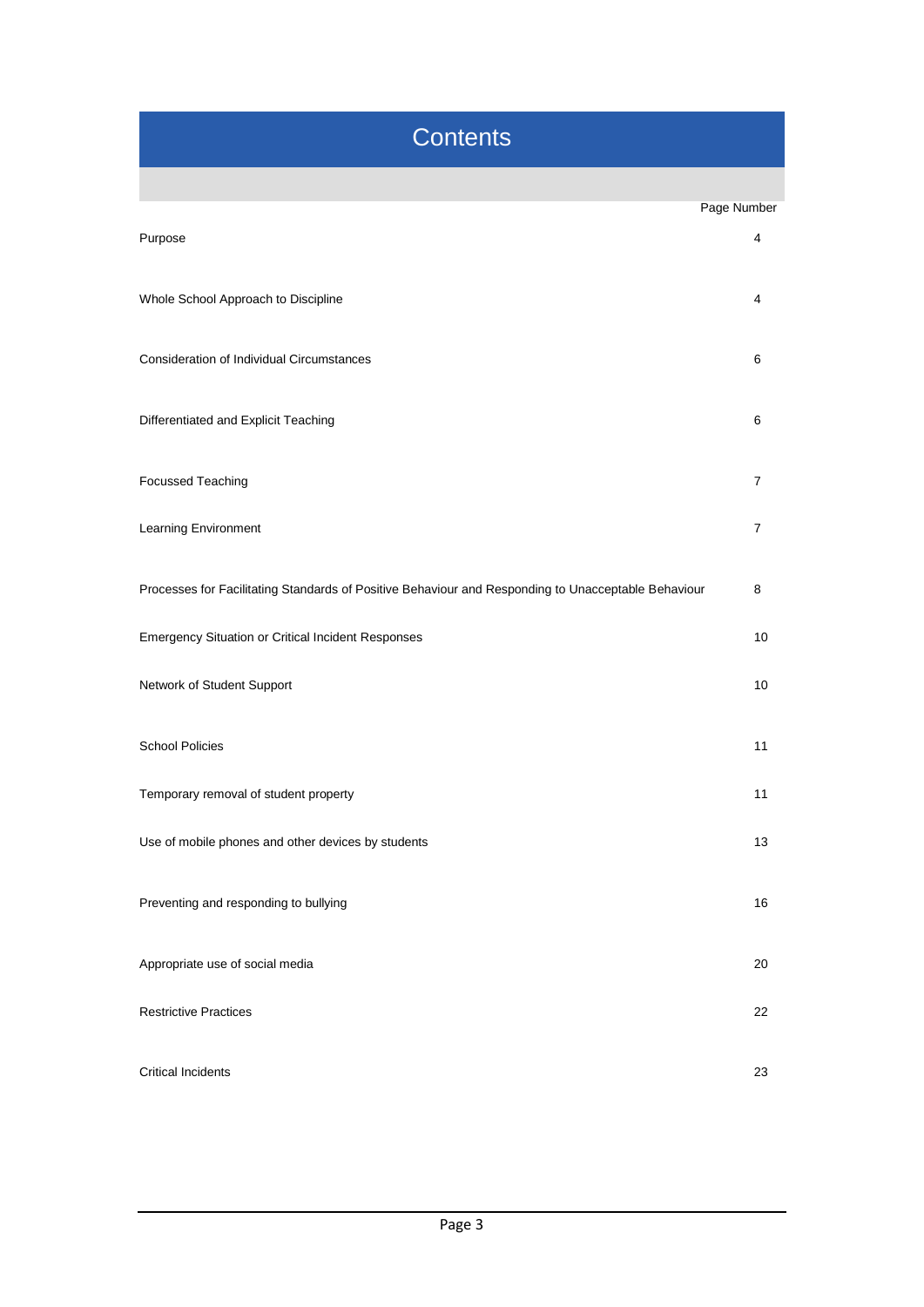# Contents

| | Page Number |
|---|---|
| Purpose | 4 |
| Whole School Approach to Discipline | 4 |
| Consideration of Individual Circumstances | 6 |
| Differentiated and Explicit Teaching | 6 |
| Focussed Teaching | 7 |
| Learning Environment | 7 |
| Processes for Facilitating Standards of Positive Behaviour and Responding to Unacceptable Behaviour | 8 |
| Emergency Situation or Critical Incident Responses | 10 |
| Network of Student Support | 10 |
| School Policies | 11 |
| Temporary removal of student property | 11 |
| Use of mobile phones and other devices by students | 13 |
| Preventing and responding to bullying | 16 |
| Appropriate use of social media | 20 |
| Restrictive Practices | 22 |
| Critical Incidents | 23 |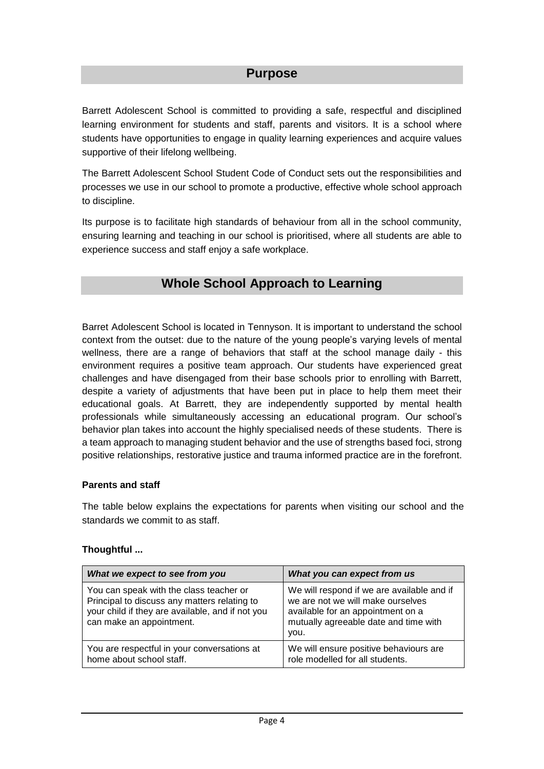## Purpose

Barrett Adolescent School is committed to providing a safe, respectful and disciplined learning environment for students and staff, parents and visitors. It is a school where students have opportunities to engage in quality learning experiences and acquire values supportive of their lifelong wellbeing.

The Barrett Adolescent School Student Code of Conduct sets out the responsibilities and processes we use in our school to promote a productive, effective whole school approach to discipline.

Its purpose is to facilitate high standards of behaviour from all in the school community, ensuring learning and teaching in our school is prioritised, where all students are able to experience success and staff enjoy a safe workplace.

## Whole School Approach to Learning

Barret Adolescent School is located in Tennyson. It is important to understand the school context from the outset: due to the nature of the young people's varying levels of mental wellness, there are a range of behaviors that staff at the school manage daily - this environment requires a positive team approach. Our students have experienced great challenges and have disengaged from their base schools prior to enrolling with Barrett, despite a variety of adjustments that have been put in place to help them meet their educational goals. At Barrett, they are independently supported by mental health professionals while simultaneously accessing an educational program. Our school's behavior plan takes into account the highly specialised needs of these students. There is a team approach to managing student behavior and the use of strengths based foci, strong positive relationships, restorative justice and trauma informed practice are in the forefront.

**Parents and staff**

The table below explains the expectations for parents when visiting our school and the standards we commit to as staff.

**Thoughtful ...**

| ***What we expect to see from you*** | ***What you can expect from us*** |
|---|---|
| You can speak with the class teacher or Principal to discuss any matters relating to your child if they are available, and if not you can make an appointment. | We will respond if we are available and if we are not we will make ourselves available for an appointment on a mutually agreeable date and time with you. |
| You are respectful in your conversations at home about school staff. | We will ensure positive behaviours are role modelled for all students. |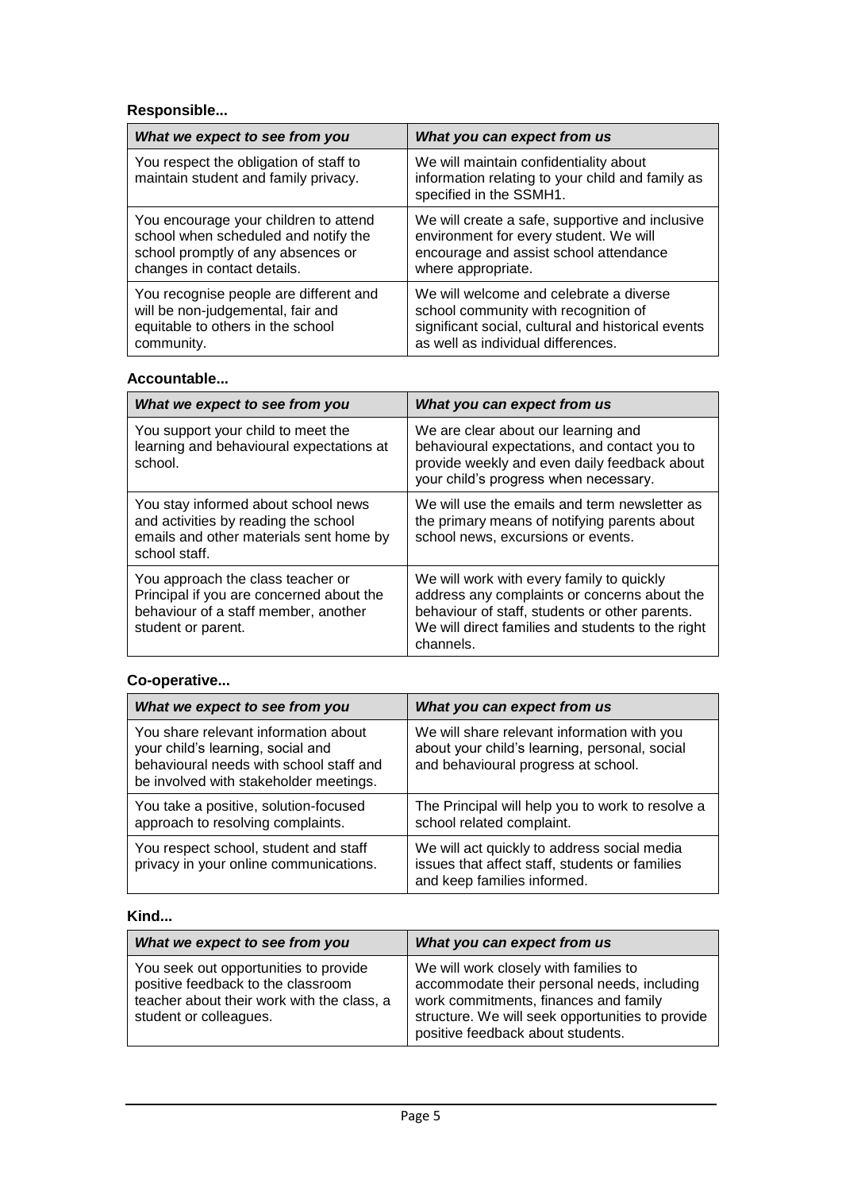**Responsible...**

| *What we expect to see from you* | *What you can expect from us* |
|---|---|
| You respect the obligation of staff to maintain student and family privacy. | We will maintain confidentiality about information relating to your child and family as specified in the SSMH1. |
| You encourage your children to attend school when scheduled and notify the school promptly of any absences or changes in contact details. | We will create a safe, supportive and inclusive environment for every student. We will encourage and assist school attendance where appropriate. |
| You recognise people are different and will be non-judgemental, fair and equitable to others in the school community. | We will welcome and celebrate a diverse school community with recognition of significant social, cultural and historical events as well as individual differences. |

**Accountable...**

| *What we expect to see from you* | *What you can expect from us* |
|---|---|
| You support your child to meet the learning and behavioural expectations at school. | We are clear about our learning and behavioural expectations, and contact you to provide weekly and even daily feedback about your child's progress when necessary. |
| You stay informed about school news and activities by reading the school emails and other materials sent home by school staff. | We will use the emails and term newsletter as the primary means of notifying parents about school news, excursions or events. |
| You approach the class teacher or Principal if you are concerned about the behaviour of a staff member, another student or parent. | We will work with every family to quickly address any complaints or concerns about the behaviour of staff, students or other parents. We will direct families and students to the right channels. |

**Co-operative...**

| *What we expect to see from you* | *What you can expect from us* |
|---|---|
| You share relevant information about your child's learning, social and behavioural needs with school staff and be involved with stakeholder meetings. | We will share relevant information with you about your child's learning, personal, social and behavioural progress at school. |
| You take a positive, solution-focused approach to resolving complaints. | The Principal will help you to work to resolve a school related complaint. |
| You respect school, student and staff privacy in your online communications. | We will act quickly to address social media issues that affect staff, students or families and keep families informed. |

**Kind...**

| *What we expect to see from you* | *What you can expect from us* |
|---|---|
| You seek out opportunities to provide positive feedback to the classroom teacher about their work with the class, a student or colleagues. | We will work closely with families to accommodate their personal needs, including work commitments, finances and family structure. We will seek opportunities to provide positive feedback about students. |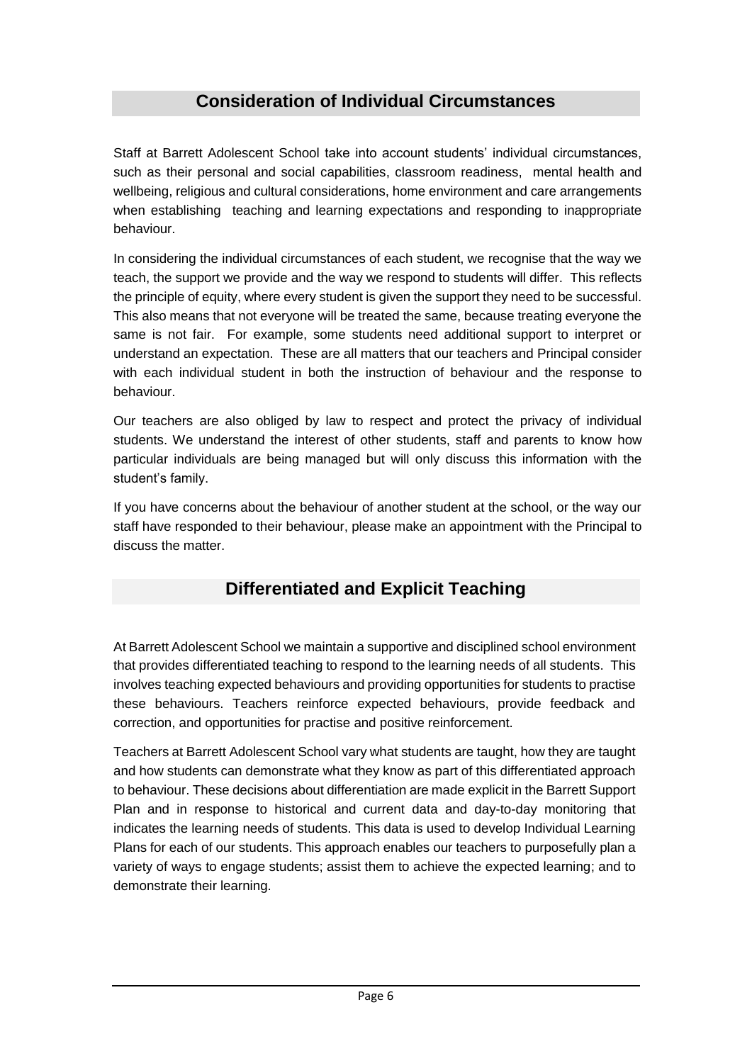## Consideration of Individual Circumstances

Staff at Barrett Adolescent School take into account students' individual circumstances, such as their personal and social capabilities, classroom readiness, mental health and wellbeing, religious and cultural considerations, home environment and care arrangements when establishing teaching and learning expectations and responding to inappropriate behaviour.

In considering the individual circumstances of each student, we recognise that the way we teach, the support we provide and the way we respond to students will differ. This reflects the principle of equity, where every student is given the support they need to be successful. This also means that not everyone will be treated the same, because treating everyone the same is not fair. For example, some students need additional support to interpret or understand an expectation. These are all matters that our teachers and Principal consider with each individual student in both the instruction of behaviour and the response to behaviour.

Our teachers are also obliged by law to respect and protect the privacy of individual students. We understand the interest of other students, staff and parents to know how particular individuals are being managed but will only discuss this information with the student's family.

If you have concerns about the behaviour of another student at the school, or the way our staff have responded to their behaviour, please make an appointment with the Principal to discuss the matter.

## Differentiated and Explicit Teaching

At Barrett Adolescent School we maintain a supportive and disciplined school environment that provides differentiated teaching to respond to the learning needs of all students. This involves teaching expected behaviours and providing opportunities for students to practise these behaviours. Teachers reinforce expected behaviours, provide feedback and correction, and opportunities for practise and positive reinforcement.

Teachers at Barrett Adolescent School vary what students are taught, how they are taught and how students can demonstrate what they know as part of this differentiated approach to behaviour. These decisions about differentiation are made explicit in the Barrett Support Plan and in response to historical and current data and day-to-day monitoring that indicates the learning needs of students. This data is used to develop Individual Learning Plans for each of our students. This approach enables our teachers to purposefully plan a variety of ways to engage students; assist them to achieve the expected learning; and to demonstrate their learning.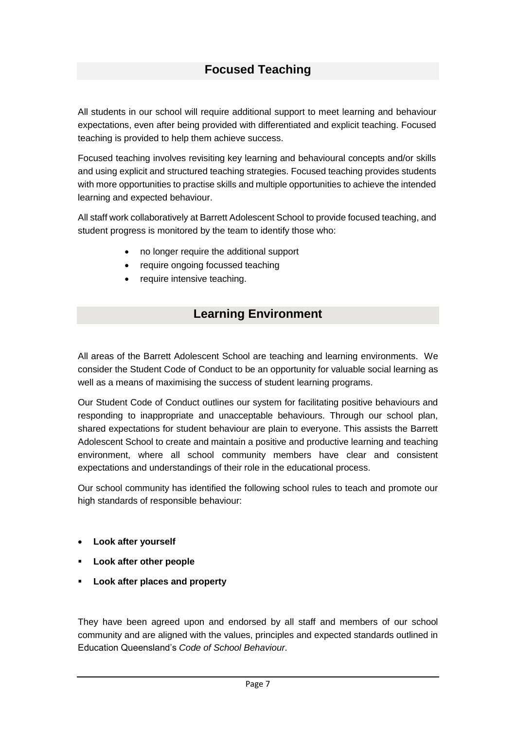## Focused Teaching

All students in our school will require additional support to meet learning and behaviour expectations, even after being provided with differentiated and explicit teaching. Focused teaching is provided to help them achieve success.

Focused teaching involves revisiting key learning and behavioural concepts and/or skills and using explicit and structured teaching strategies. Focused teaching provides students with more opportunities to practise skills and multiple opportunities to achieve the intended learning and expected behaviour.

All staff work collaboratively at Barrett Adolescent School to provide focused teaching, and student progress is monitored by the team to identify those who:

- no longer require the additional support
- require ongoing focussed teaching
- require intensive teaching.

## Learning Environment

All areas of the Barrett Adolescent School are teaching and learning environments. We consider the Student Code of Conduct to be an opportunity for valuable social learning as well as a means of maximising the success of student learning programs.

Our Student Code of Conduct outlines our system for facilitating positive behaviours and responding to inappropriate and unacceptable behaviours. Through our school plan, shared expectations for student behaviour are plain to everyone. This assists the Barrett Adolescent School to create and maintain a positive and productive learning and teaching environment, where all school community members have clear and consistent expectations and understandings of their role in the educational process.

Our school community has identified the following school rules to teach and promote our high standards of responsible behaviour:

- **Look after yourself**
- **Look after other people**
- **Look after places and property**

They have been agreed upon and endorsed by all staff and members of our school community and are aligned with the values, principles and expected standards outlined in Education Queensland's *Code of School Behaviour*.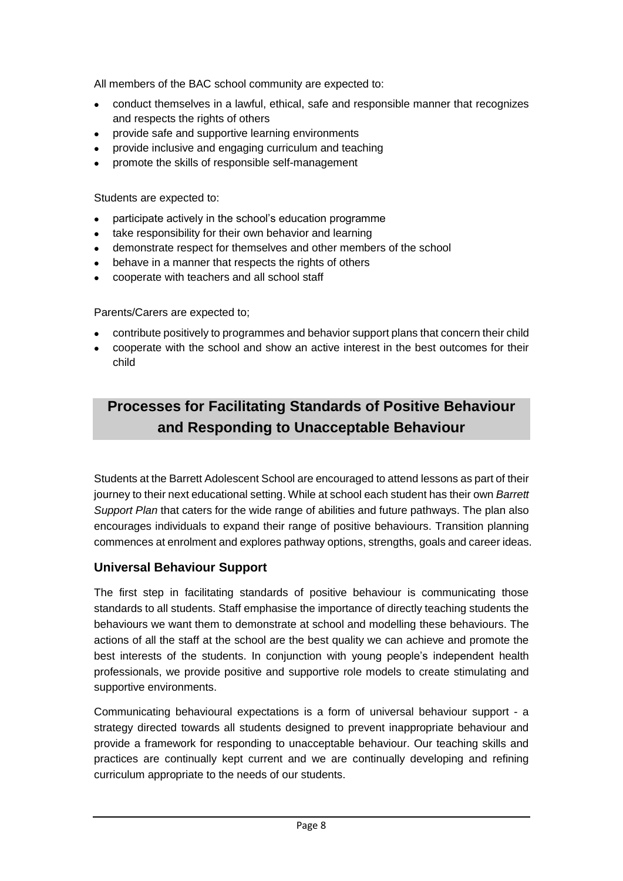All members of the BAC school community are expected to:

- conduct themselves in a lawful, ethical, safe and responsible manner that recognizes and respects the rights of others
- provide safe and supportive learning environments
- provide inclusive and engaging curriculum and teaching
- promote the skills of responsible self-management

Students are expected to:

- participate actively in the school's education programme
- take responsibility for their own behavior and learning
- demonstrate respect for themselves and other members of the school
- behave in a manner that respects the rights of others
- cooperate with teachers and all school staff

Parents/Carers are expected to;

- contribute positively to programmes and behavior support plans that concern their child
- cooperate with the school and show an active interest in the best outcomes for their child

## Processes for Facilitating Standards of Positive Behaviour and Responding to Unacceptable Behaviour

Students at the Barrett Adolescent School are encouraged to attend lessons as part of their journey to their next educational setting. While at school each student has their own *Barrett Support Plan* that caters for the wide range of abilities and future pathways. The plan also encourages individuals to expand their range of positive behaviours. Transition planning commences at enrolment and explores pathway options, strengths, goals and career ideas.

### Universal Behaviour Support

The first step in facilitating standards of positive behaviour is communicating those standards to all students. Staff emphasise the importance of directly teaching students the behaviours we want them to demonstrate at school and modelling these behaviours. The actions of all the staff at the school are the best quality we can achieve and promote the best interests of the students. In conjunction with young people's independent health professionals, we provide positive and supportive role models to create stimulating and supportive environments.

Communicating behavioural expectations is a form of universal behaviour support - a strategy directed towards all students designed to prevent inappropriate behaviour and provide a framework for responding to unacceptable behaviour. Our teaching skills and practices are continually kept current and we are continually developing and refining curriculum appropriate to the needs of our students.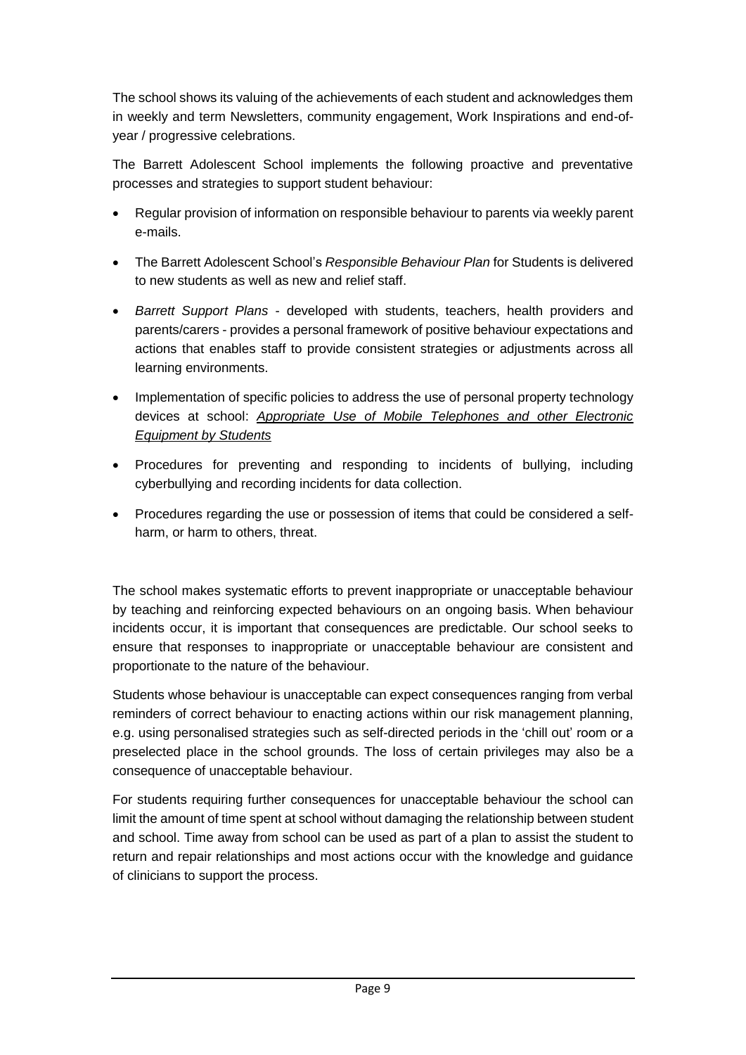The school shows its valuing of the achievements of each student and acknowledges them in weekly and term Newsletters, community engagement, Work Inspirations and end-of-year / progressive celebrations.

The Barrett Adolescent School implements the following proactive and preventative processes and strategies to support student behaviour:

- Regular provision of information on responsible behaviour to parents via weekly parent e-mails.
- The Barrett Adolescent School's *Responsible Behaviour Plan* for Students is delivered to new students as well as new and relief staff.
- *Barrett Support Plans* - developed with students, teachers, health providers and parents/carers - provides a personal framework of positive behaviour expectations and actions that enables staff to provide consistent strategies or adjustments across all learning environments.
- Implementation of specific policies to address the use of personal property technology devices at school: *Appropriate Use of Mobile Telephones and other Electronic Equipment by Students*
- Procedures for preventing and responding to incidents of bullying, including cyberbullying and recording incidents for data collection.
- Procedures regarding the use or possession of items that could be considered a self-harm, or harm to others, threat.

The school makes systematic efforts to prevent inappropriate or unacceptable behaviour by teaching and reinforcing expected behaviours on an ongoing basis. When behaviour incidents occur, it is important that consequences are predictable. Our school seeks to ensure that responses to inappropriate or unacceptable behaviour are consistent and proportionate to the nature of the behaviour.

Students whose behaviour is unacceptable can expect consequences ranging from verbal reminders of correct behaviour to enacting actions within our risk management planning, e.g. using personalised strategies such as self-directed periods in the 'chill out' room or a preselected place in the school grounds. The loss of certain privileges may also be a consequence of unacceptable behaviour.

For students requiring further consequences for unacceptable behaviour the school can limit the amount of time spent at school without damaging the relationship between student and school. Time away from school can be used as part of a plan to assist the student to return and repair relationships and most actions occur with the knowledge and guidance of clinicians to support the process.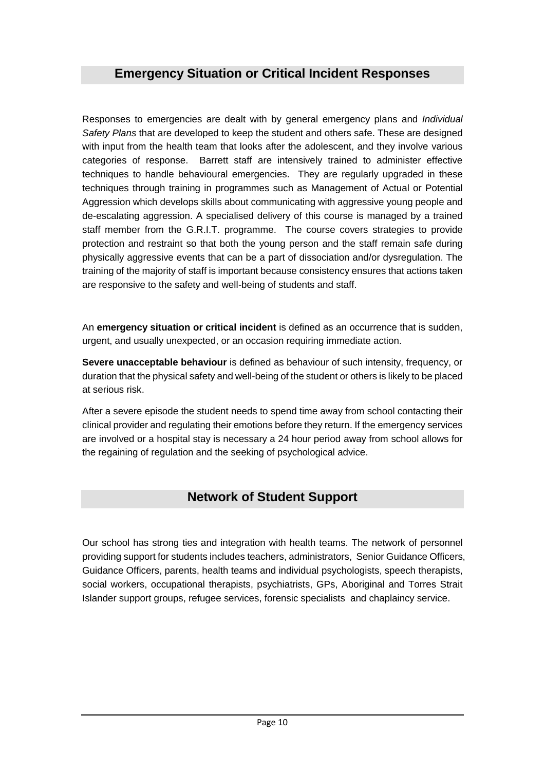## Emergency Situation or Critical Incident Responses

Responses to emergencies are dealt with by general emergency plans and *Individual Safety Plans* that are developed to keep the student and others safe. These are designed with input from the health team that looks after the adolescent, and they involve various categories of response. Barrett staff are intensively trained to administer effective techniques to handle behavioural emergencies. They are regularly upgraded in these techniques through training in programmes such as Management of Actual or Potential Aggression which develops skills about communicating with aggressive young people and de-escalating aggression. A specialised delivery of this course is managed by a trained staff member from the G.R.I.T. programme. The course covers strategies to provide protection and restraint so that both the young person and the staff remain safe during physically aggressive events that can be a part of dissociation and/or dysregulation. The training of the majority of staff is important because consistency ensures that actions taken are responsive to the safety and well-being of students and staff.

An **emergency situation or critical incident** is defined as an occurrence that is sudden, urgent, and usually unexpected, or an occasion requiring immediate action.

**Severe unacceptable behaviour** is defined as behaviour of such intensity, frequency, or duration that the physical safety and well-being of the student or others is likely to be placed at serious risk.

After a severe episode the student needs to spend time away from school contacting their clinical provider and regulating their emotions before they return. If the emergency services are involved or a hospital stay is necessary a 24 hour period away from school allows for the regaining of regulation and the seeking of psychological advice.

## Network of Student Support

Our school has strong ties and integration with health teams. The network of personnel providing support for students includes teachers, administrators, Senior Guidance Officers, Guidance Officers, parents, health teams and individual psychologists, speech therapists, social workers, occupational therapists, psychiatrists, GPs, Aboriginal and Torres Strait Islander support groups, refugee services, forensic specialists and chaplaincy service.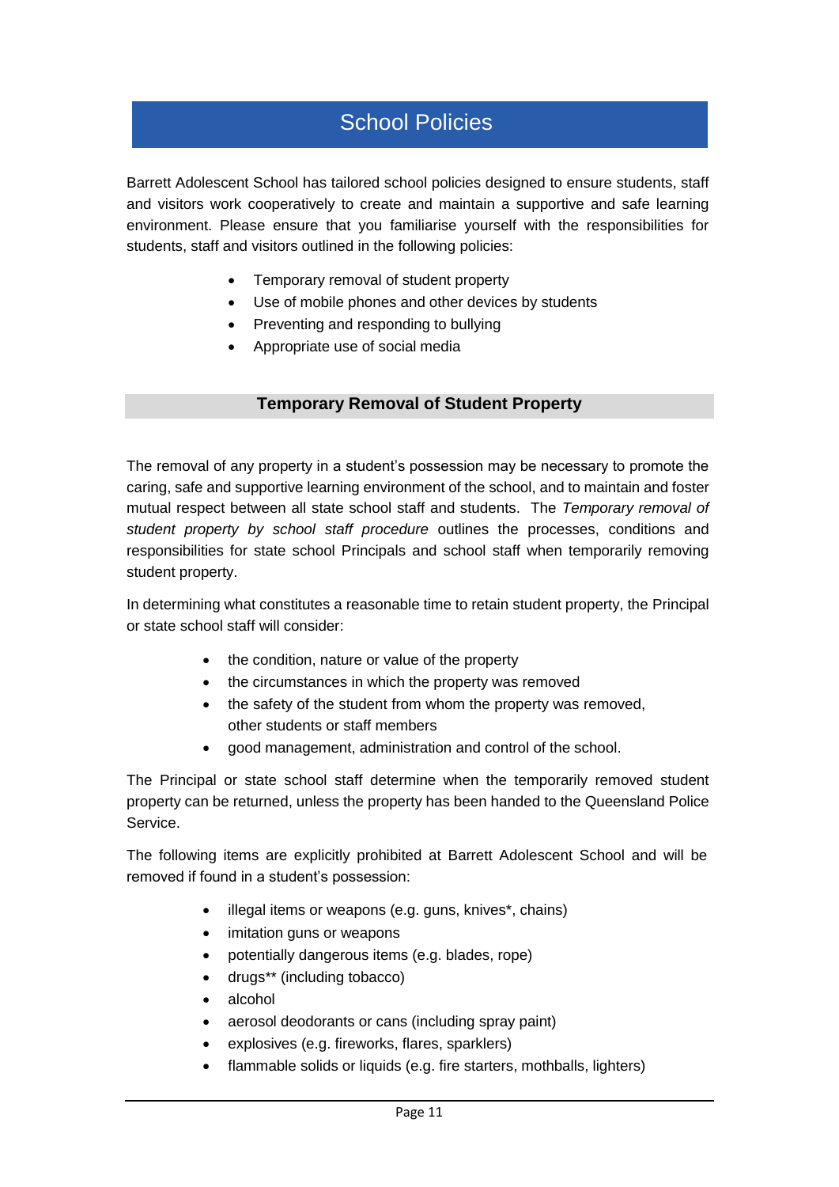# School Policies

Barrett Adolescent School has tailored school policies designed to ensure students, staff and visitors work cooperatively to create and maintain a supportive and safe learning environment. Please ensure that you familiarise yourself with the responsibilities for students, staff and visitors outlined in the following policies:

- Temporary removal of student property
- Use of mobile phones and other devices by students
- Preventing and responding to bullying
- Appropriate use of social media

## Temporary Removal of Student Property

The removal of any property in a student's possession may be necessary to promote the caring, safe and supportive learning environment of the school, and to maintain and foster mutual respect between all state school staff and students. The *Temporary removal of student property by school staff procedure* outlines the processes, conditions and responsibilities for state school Principals and school staff when temporarily removing student property.

In determining what constitutes a reasonable time to retain student property, the Principal or state school staff will consider:

- the condition, nature or value of the property
- the circumstances in which the property was removed
- the safety of the student from whom the property was removed, other students or staff members
- good management, administration and control of the school.

The Principal or state school staff determine when the temporarily removed student property can be returned, unless the property has been handed to the Queensland Police Service.

The following items are explicitly prohibited at Barrett Adolescent School and will be removed if found in a student's possession:

- illegal items or weapons (e.g. guns, knives*, chains)
- imitation guns or weapons
- potentially dangerous items (e.g. blades, rope)
- drugs** (including tobacco)
- alcohol
- aerosol deodorants or cans (including spray paint)
- explosives (e.g. fireworks, flares, sparklers)
- flammable solids or liquids (e.g. fire starters, mothballs, lighters)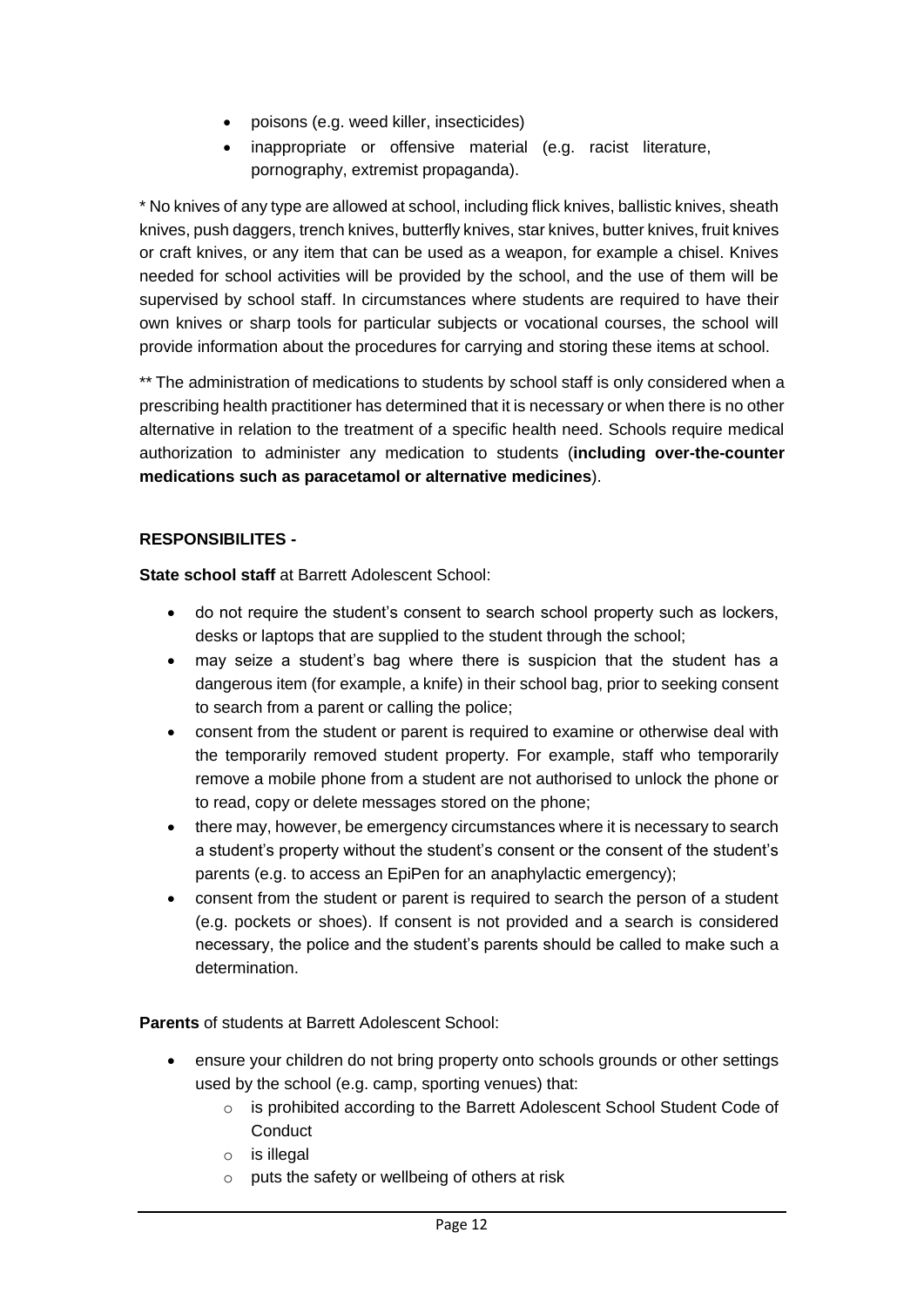- poisons (e.g. weed killer, insecticides)
- inappropriate or offensive material (e.g. racist literature, pornography, extremist propaganda).

* No knives of any type are allowed at school, including flick knives, ballistic knives, sheath knives, push daggers, trench knives, butterfly knives, star knives, butter knives, fruit knives or craft knives, or any item that can be used as a weapon, for example a chisel. Knives needed for school activities will be provided by the school, and the use of them will be supervised by school staff. In circumstances where students are required to have their own knives or sharp tools for particular subjects or vocational courses, the school will provide information about the procedures for carrying and storing these items at school.

** The administration of medications to students by school staff is only considered when a prescribing health practitioner has determined that it is necessary or when there is no other alternative in relation to the treatment of a specific health need. Schools require medical authorization to administer any medication to students (**including over-the-counter medications such as paracetamol or alternative medicines**).

**RESPONSIBILITES -**

**State school staff** at Barrett Adolescent School:

- do not require the student's consent to search school property such as lockers, desks or laptops that are supplied to the student through the school;
- may seize a student's bag where there is suspicion that the student has a dangerous item (for example, a knife) in their school bag, prior to seeking consent to search from a parent or calling the police;
- consent from the student or parent is required to examine or otherwise deal with the temporarily removed student property. For example, staff who temporarily remove a mobile phone from a student are not authorised to unlock the phone or to read, copy or delete messages stored on the phone;
- there may, however, be emergency circumstances where it is necessary to search a student's property without the student's consent or the consent of the student's parents (e.g. to access an EpiPen for an anaphylactic emergency);
- consent from the student or parent is required to search the person of a student (e.g. pockets or shoes). If consent is not provided and a search is considered necessary, the police and the student's parents should be called to make such a determination.

**Parents** of students at Barrett Adolescent School:

- ensure your children do not bring property onto schools grounds or other settings used by the school (e.g. camp, sporting venues) that:
  - is prohibited according to the Barrett Adolescent School Student Code of Conduct
  - is illegal
  - puts the safety or wellbeing of others at risk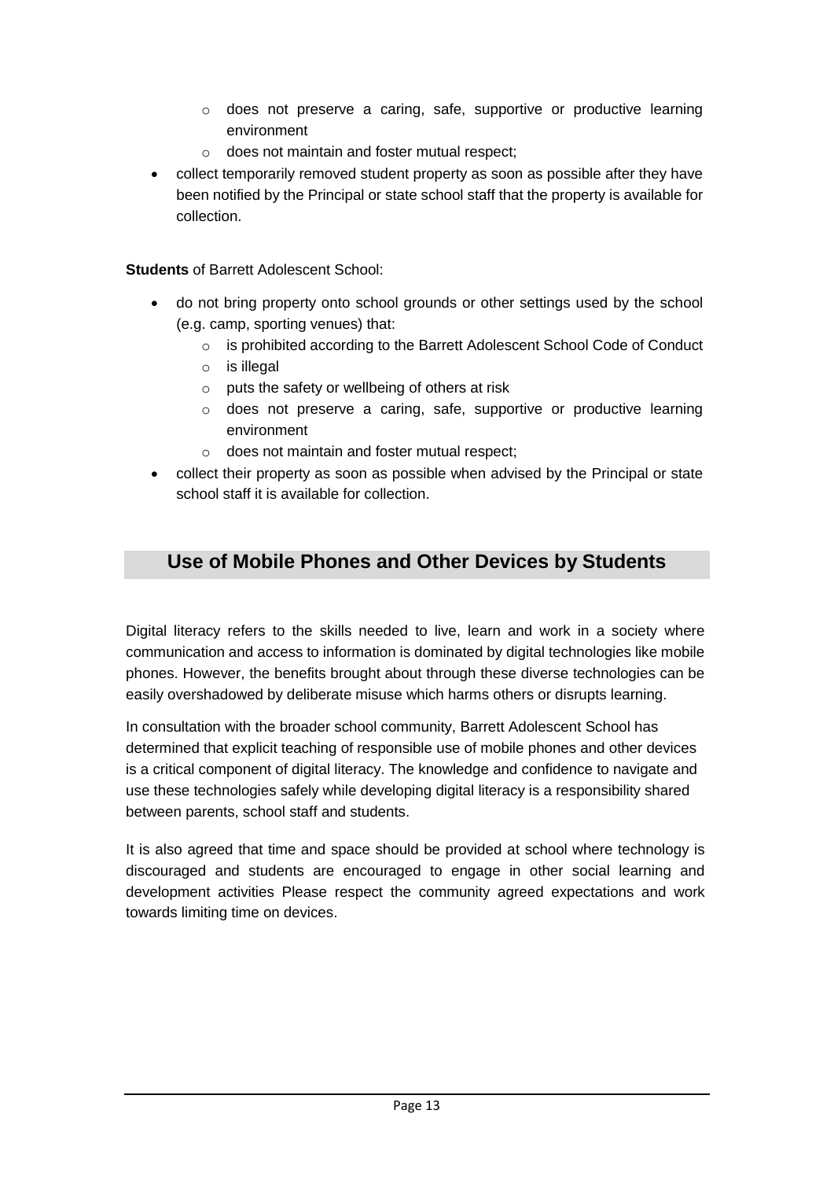- does not preserve a caring, safe, supportive or productive learning environment
    - does not maintain and foster mutual respect;
- collect temporarily removed student property as soon as possible after they have been notified by the Principal or state school staff that the property is available for collection.

**Students** of Barrett Adolescent School:

- do not bring property onto school grounds or other settings used by the school (e.g. camp, sporting venues) that:
    - is prohibited according to the Barrett Adolescent School Code of Conduct
    - is illegal
    - puts the safety or wellbeing of others at risk
    - does not preserve a caring, safe, supportive or productive learning environment
    - does not maintain and foster mutual respect;
- collect their property as soon as possible when advised by the Principal or state school staff it is available for collection.

## Use of Mobile Phones and Other Devices by Students

Digital literacy refers to the skills needed to live, learn and work in a society where communication and access to information is dominated by digital technologies like mobile phones. However, the benefits brought about through these diverse technologies can be easily overshadowed by deliberate misuse which harms others or disrupts learning.

In consultation with the broader school community, Barrett Adolescent School has determined that explicit teaching of responsible use of mobile phones and other devices is a critical component of digital literacy. The knowledge and confidence to navigate and use these technologies safely while developing digital literacy is a responsibility shared between parents, school staff and students.

It is also agreed that time and space should be provided at school where technology is discouraged and students are encouraged to engage in other social learning and development activities Please respect the community agreed expectations and work towards limiting time on devices.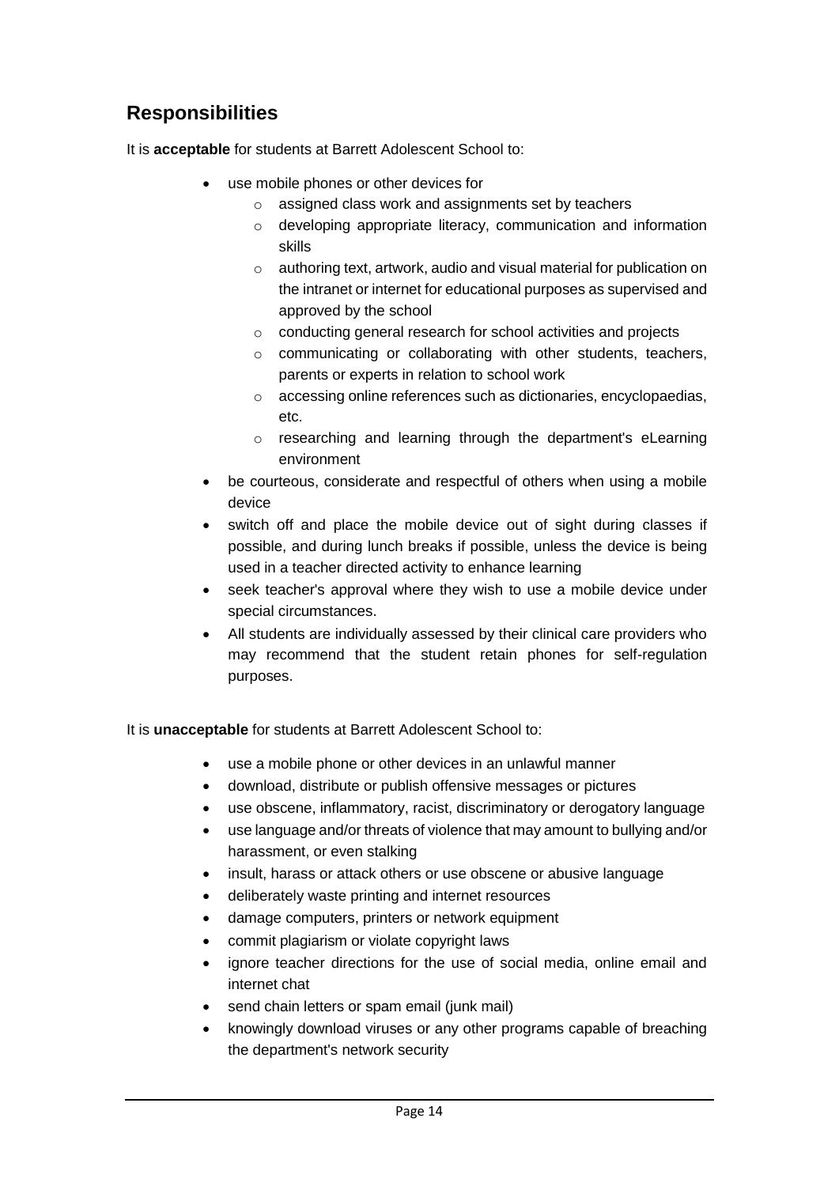## Responsibilities

It is **acceptable** for students at Barrett Adolescent School to:

- use mobile phones or other devices for
  - assigned class work and assignments set by teachers
  - developing appropriate literacy, communication and information skills
  - authoring text, artwork, audio and visual material for publication on the intranet or internet for educational purposes as supervised and approved by the school
  - conducting general research for school activities and projects
  - communicating or collaborating with other students, teachers, parents or experts in relation to school work
  - accessing online references such as dictionaries, encyclopaedias, etc.
  - researching and learning through the department's eLearning environment
- be courteous, considerate and respectful of others when using a mobile device
- switch off and place the mobile device out of sight during classes if possible, and during lunch breaks if possible, unless the device is being used in a teacher directed activity to enhance learning
- seek teacher's approval where they wish to use a mobile device under special circumstances.
- All students are individually assessed by their clinical care providers who may recommend that the student retain phones for self-regulation purposes.

It is **unacceptable** for students at Barrett Adolescent School to:

- use a mobile phone or other devices in an unlawful manner
- download, distribute or publish offensive messages or pictures
- use obscene, inflammatory, racist, discriminatory or derogatory language
- use language and/or threats of violence that may amount to bullying and/or harassment, or even stalking
- insult, harass or attack others or use obscene or abusive language
- deliberately waste printing and internet resources
- damage computers, printers or network equipment
- commit plagiarism or violate copyright laws
- ignore teacher directions for the use of social media, online email and internet chat
- send chain letters or spam email (junk mail)
- knowingly download viruses or any other programs capable of breaching the department's network security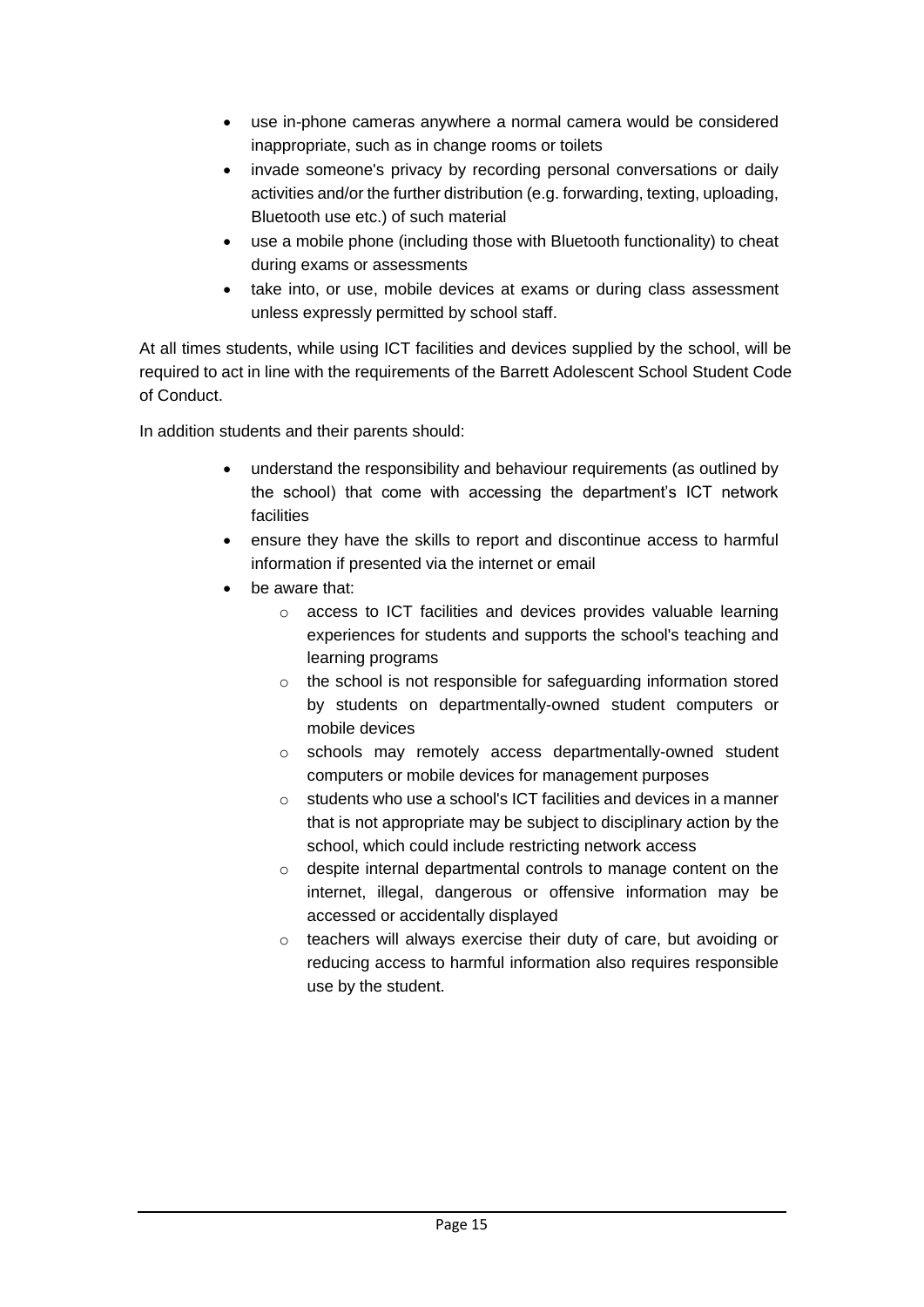- use in-phone cameras anywhere a normal camera would be considered inappropriate, such as in change rooms or toilets
- invade someone's privacy by recording personal conversations or daily activities and/or the further distribution (e.g. forwarding, texting, uploading, Bluetooth use etc.) of such material
- use a mobile phone (including those with Bluetooth functionality) to cheat during exams or assessments
- take into, or use, mobile devices at exams or during class assessment unless expressly permitted by school staff.

At all times students, while using ICT facilities and devices supplied by the school, will be required to act in line with the requirements of the Barrett Adolescent School Student Code of Conduct.

In addition students and their parents should:

- understand the responsibility and behaviour requirements (as outlined by the school) that come with accessing the department's ICT network facilities
- ensure they have the skills to report and discontinue access to harmful information if presented via the internet or email
- be aware that:
    - access to ICT facilities and devices provides valuable learning experiences for students and supports the school's teaching and learning programs
    - the school is not responsible for safeguarding information stored by students on departmentally-owned student computers or mobile devices
    - schools may remotely access departmentally-owned student computers or mobile devices for management purposes
    - students who use a school's ICT facilities and devices in a manner that is not appropriate may be subject to disciplinary action by the school, which could include restricting network access
    - despite internal departmental controls to manage content on the internet, illegal, dangerous or offensive information may be accessed or accidentally displayed
    - teachers will always exercise their duty of care, but avoiding or reducing access to harmful information also requires responsible use by the student.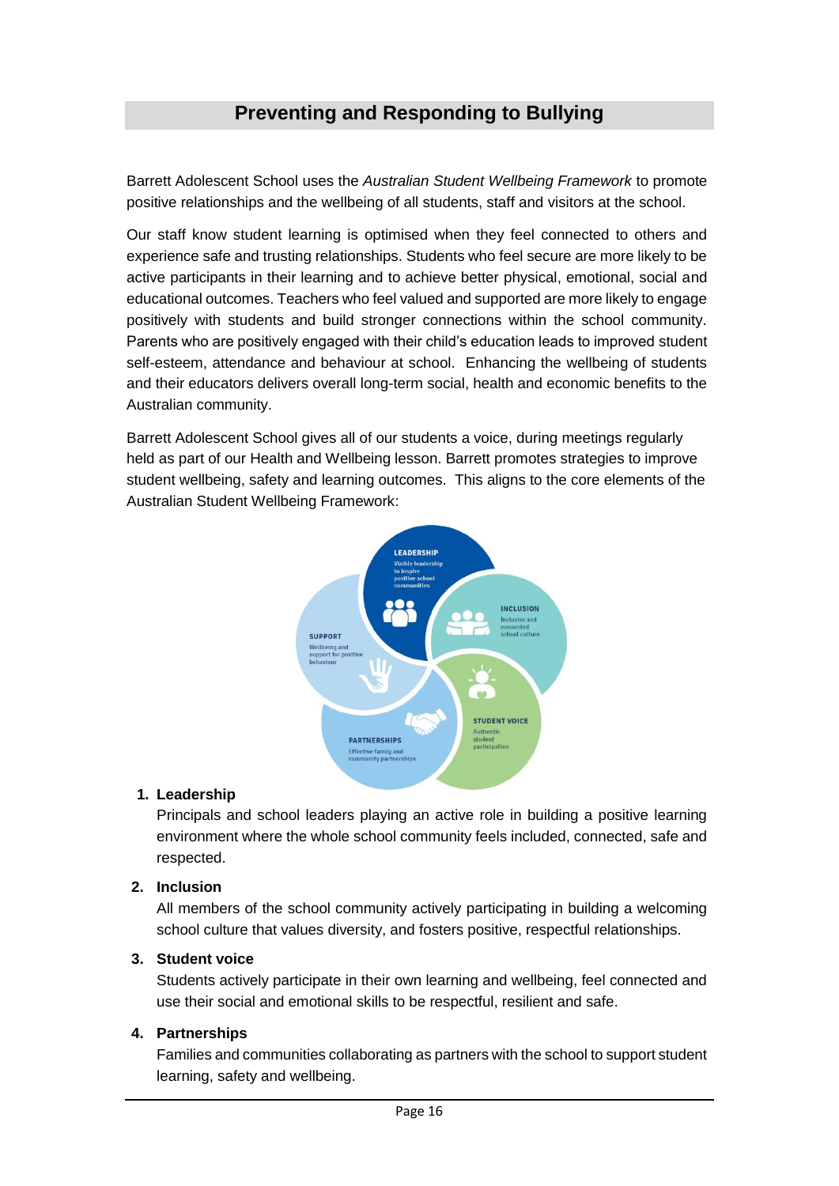## Preventing and Responding to Bullying

Barrett Adolescent School uses the *Australian Student Wellbeing Framework* to promote positive relationships and the wellbeing of all students, staff and visitors at the school.

Our staff know student learning is optimised when they feel connected to others and experience safe and trusting relationships. Students who feel secure are more likely to be active participants in their learning and to achieve better physical, emotional, social and educational outcomes. Teachers who feel valued and supported are more likely to engage positively with students and build stronger connections within the school community. Parents who are positively engaged with their child's education leads to improved student self-esteem, attendance and behaviour at school. Enhancing the wellbeing of students and their educators delivers overall long-term social, health and economic benefits to the Australian community.

Barrett Adolescent School gives all of our students a voice, during meetings regularly held as part of our Health and Wellbeing lesson. Barrett promotes strategies to improve student wellbeing, safety and learning outcomes. This aligns to the core elements of the Australian Student Wellbeing Framework:

1. **Leadership**
   Principals and school leaders playing an active role in building a positive learning environment where the whole school community feels included, connected, safe and respected.
2. **Inclusion**
   All members of the school community actively participating in building a welcoming school culture that values diversity, and fosters positive, respectful relationships.
3. **Student voice**
   Students actively participate in their own learning and wellbeing, feel connected and use their social and emotional skills to be respectful, resilient and safe.
4. **Partnerships**
   Families and communities collaborating as partners with the school to support student learning, safety and wellbeing.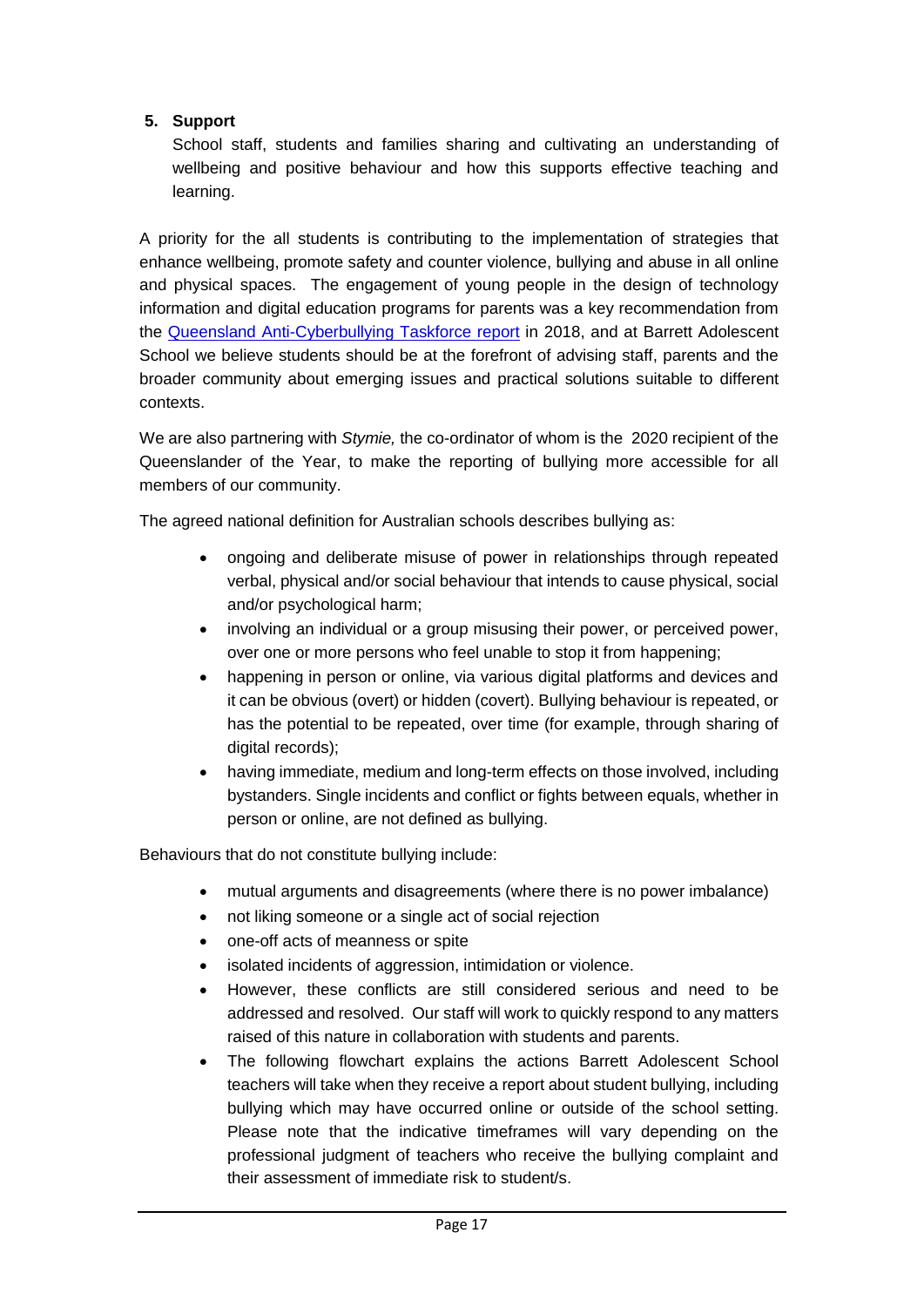5. **Support**

   School staff, students and families sharing and cultivating an understanding of wellbeing and positive behaviour and how this supports effective teaching and learning.

A priority for the all students is contributing to the implementation of strategies that enhance wellbeing, promote safety and counter violence, bullying and abuse in all online and physical spaces. The engagement of young people in the design of technology information and digital education programs for parents was a key recommendation from the [Queensland Anti-Cyberbullying Taskforce report](#) in 2018, and at Barrett Adolescent School we believe students should be at the forefront of advising staff, parents and the broader community about emerging issues and practical solutions suitable to different contexts.

We are also partnering with *Stymie,* the co-ordinator of whom is the 2020 recipient of the Queenslander of the Year, to make the reporting of bullying more accessible for all members of our community.

The agreed national definition for Australian schools describes bullying as:

- ongoing and deliberate misuse of power in relationships through repeated verbal, physical and/or social behaviour that intends to cause physical, social and/or psychological harm;
- involving an individual or a group misusing their power, or perceived power, over one or more persons who feel unable to stop it from happening;
- happening in person or online, via various digital platforms and devices and it can be obvious (overt) or hidden (covert). Bullying behaviour is repeated, or has the potential to be repeated, over time (for example, through sharing of digital records);
- having immediate, medium and long-term effects on those involved, including bystanders. Single incidents and conflict or fights between equals, whether in person or online, are not defined as bullying.

Behaviours that do not constitute bullying include:

- mutual arguments and disagreements (where there is no power imbalance)
- not liking someone or a single act of social rejection
- one-off acts of meanness or spite
- isolated incidents of aggression, intimidation or violence.
- However, these conflicts are still considered serious and need to be addressed and resolved. Our staff will work to quickly respond to any matters raised of this nature in collaboration with students and parents.
- The following flowchart explains the actions Barrett Adolescent School teachers will take when they receive a report about student bullying, including bullying which may have occurred online or outside of the school setting. Please note that the indicative timeframes will vary depending on the professional judgment of teachers who receive the bullying complaint and their assessment of immediate risk to student/s.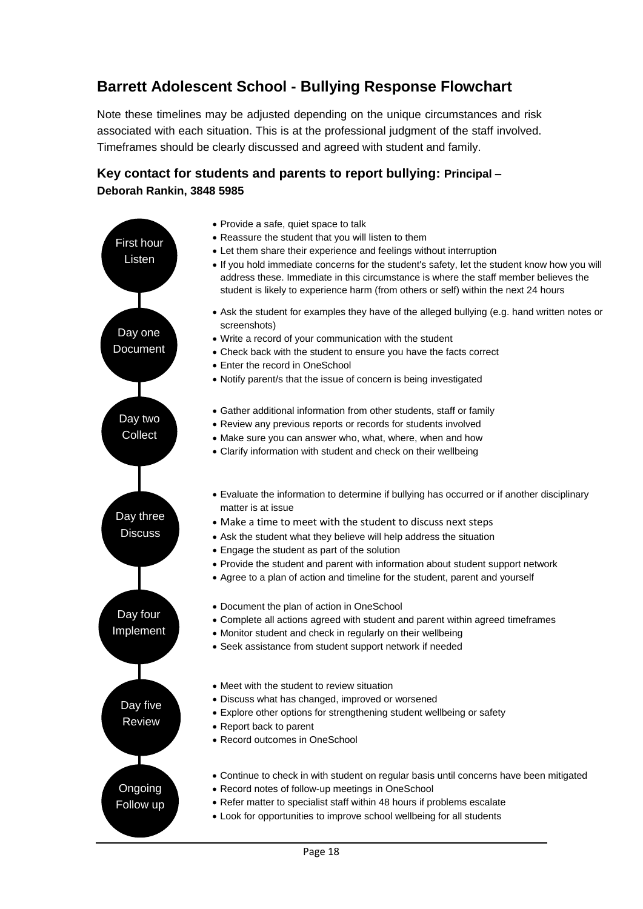## Barrett Adolescent School - Bullying Response Flowchart

Note these timelines may be adjusted depending on the unique circumstances and risk associated with each situation. This is at the professional judgment of the staff involved. Timeframes should be clearly discussed and agreed with student and family.

### Key contact for students and parents to report bullying: Principal – Deborah Rankin, 3848 5985

**First hour – Listen**

- Provide a safe, quiet space to talk
- Reassure the student that you will listen to them
- Let them share their experience and feelings without interruption
- If you hold immediate concerns for the student's safety, let the student know how you will address these. Immediate in this circumstance is where the staff member believes the student is likely to experience harm (from others or self) within the next 24 hours

**Day one – Document**

- Ask the student for examples they have of the alleged bullying (e.g. hand written notes or screenshots)
- Write a record of your communication with the student
- Check back with the student to ensure you have the facts correct
- Enter the record in OneSchool
- Notify parent/s that the issue of concern is being investigated

**Day two – Collect**

- Gather additional information from other students, staff or family
- Review any previous reports or records for students involved
- Make sure you can answer who, what, where, when and how
- Clarify information with student and check on their wellbeing

**Day three – Discuss**

- Evaluate the information to determine if bullying has occurred or if another disciplinary matter is at issue
- Make a time to meet with the student to discuss next steps
- Ask the student what they believe will help address the situation
- Engage the student as part of the solution
- Provide the student and parent with information about student support network
- Agree to a plan of action and timeline for the student, parent and yourself

**Day four – Implement**

- Document the plan of action in OneSchool
- Complete all actions agreed with student and parent within agreed timeframes
- Monitor student and check in regularly on their wellbeing
- Seek assistance from student support network if needed

**Day five – Review**

- Meet with the student to review situation
- Discuss what has changed, improved or worsened
- Explore other options for strengthening student wellbeing or safety
- Report back to parent
- Record outcomes in OneSchool

**Ongoing – Follow up**

- Continue to check in with student on regular basis until concerns have been mitigated
- Record notes of follow-up meetings in OneSchool
- Refer matter to specialist staff within 48 hours if problems escalate
- Look for opportunities to improve school wellbeing for all students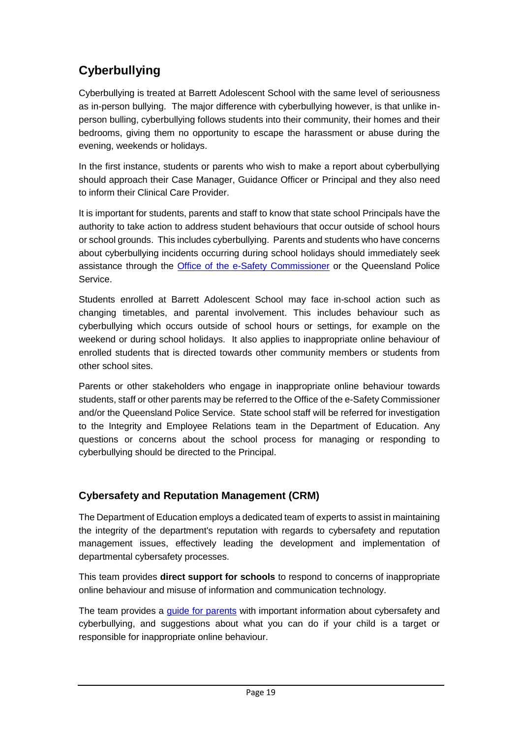## Cyberbullying

Cyberbullying is treated at Barrett Adolescent School with the same level of seriousness as in-person bullying. The major difference with cyberbullying however, is that unlike in-person bulling, cyberbullying follows students into their community, their homes and their bedrooms, giving them no opportunity to escape the harassment or abuse during the evening, weekends or holidays.

In the first instance, students or parents who wish to make a report about cyberbullying should approach their Case Manager, Guidance Officer or Principal and they also need to inform their Clinical Care Provider.

It is important for students, parents and staff to know that state school Principals have the authority to take action to address student behaviours that occur outside of school hours or school grounds. This includes cyberbullying. Parents and students who have concerns about cyberbullying incidents occurring during school holidays should immediately seek assistance through the Office of the e-Safety Commissioner or the Queensland Police Service.

Students enrolled at Barrett Adolescent School may face in-school action such as changing timetables, and parental involvement. This includes behaviour such as cyberbullying which occurs outside of school hours or settings, for example on the weekend or during school holidays. It also applies to inappropriate online behaviour of enrolled students that is directed towards other community members or students from other school sites.

Parents or other stakeholders who engage in inappropriate online behaviour towards students, staff or other parents may be referred to the Office of the e-Safety Commissioner and/or the Queensland Police Service. State school staff will be referred for investigation to the Integrity and Employee Relations team in the Department of Education. Any questions or concerns about the school process for managing or responding to cyberbullying should be directed to the Principal.

### Cybersafety and Reputation Management (CRM)

The Department of Education employs a dedicated team of experts to assist in maintaining the integrity of the department's reputation with regards to cybersafety and reputation management issues, effectively leading the development and implementation of departmental cybersafety processes.

This team provides **direct support for schools** to respond to concerns of inappropriate online behaviour and misuse of information and communication technology.

The team provides a guide for parents with important information about cybersafety and cyberbullying, and suggestions about what you can do if your child is a target or responsible for inappropriate online behaviour.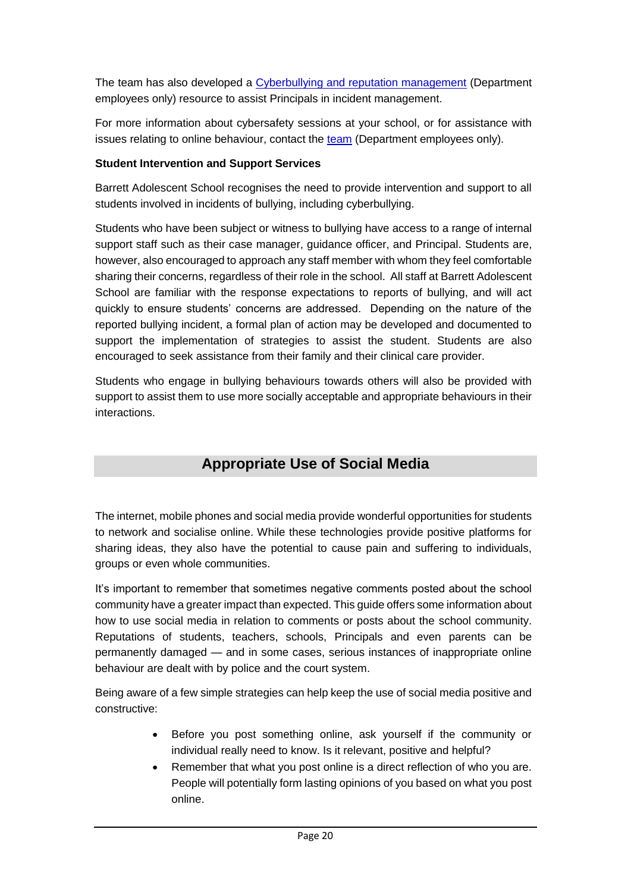The team has also developed a [Cyberbullying and reputation management] (Department employees only) resource to assist Principals in incident management.

For more information about cybersafety sessions at your school, or for assistance with issues relating to online behaviour, contact the [team] (Department employees only).

**Student Intervention and Support Services**

Barrett Adolescent School recognises the need to provide intervention and support to all students involved in incidents of bullying, including cyberbullying.

Students who have been subject or witness to bullying have access to a range of internal support staff such as their case manager, guidance officer, and Principal. Students are, however, also encouraged to approach any staff member with whom they feel comfortable sharing their concerns, regardless of their role in the school. All staff at Barrett Adolescent School are familiar with the response expectations to reports of bullying, and will act quickly to ensure students' concerns are addressed. Depending on the nature of the reported bullying incident, a formal plan of action may be developed and documented to support the implementation of strategies to assist the student. Students are also encouraged to seek assistance from their family and their clinical care provider.

Students who engage in bullying behaviours towards others will also be provided with support to assist them to use more socially acceptable and appropriate behaviours in their interactions.

## Appropriate Use of Social Media

The internet, mobile phones and social media provide wonderful opportunities for students to network and socialise online. While these technologies provide positive platforms for sharing ideas, they also have the potential to cause pain and suffering to individuals, groups or even whole communities.

It's important to remember that sometimes negative comments posted about the school community have a greater impact than expected. This guide offers some information about how to use social media in relation to comments or posts about the school community. Reputations of students, teachers, schools, Principals and even parents can be permanently damaged — and in some cases, serious instances of inappropriate online behaviour are dealt with by police and the court system.

Being aware of a few simple strategies can help keep the use of social media positive and constructive:

- Before you post something online, ask yourself if the community or individual really need to know. Is it relevant, positive and helpful?
- Remember that what you post online is a direct reflection of who you are. People will potentially form lasting opinions of you based on what you post online.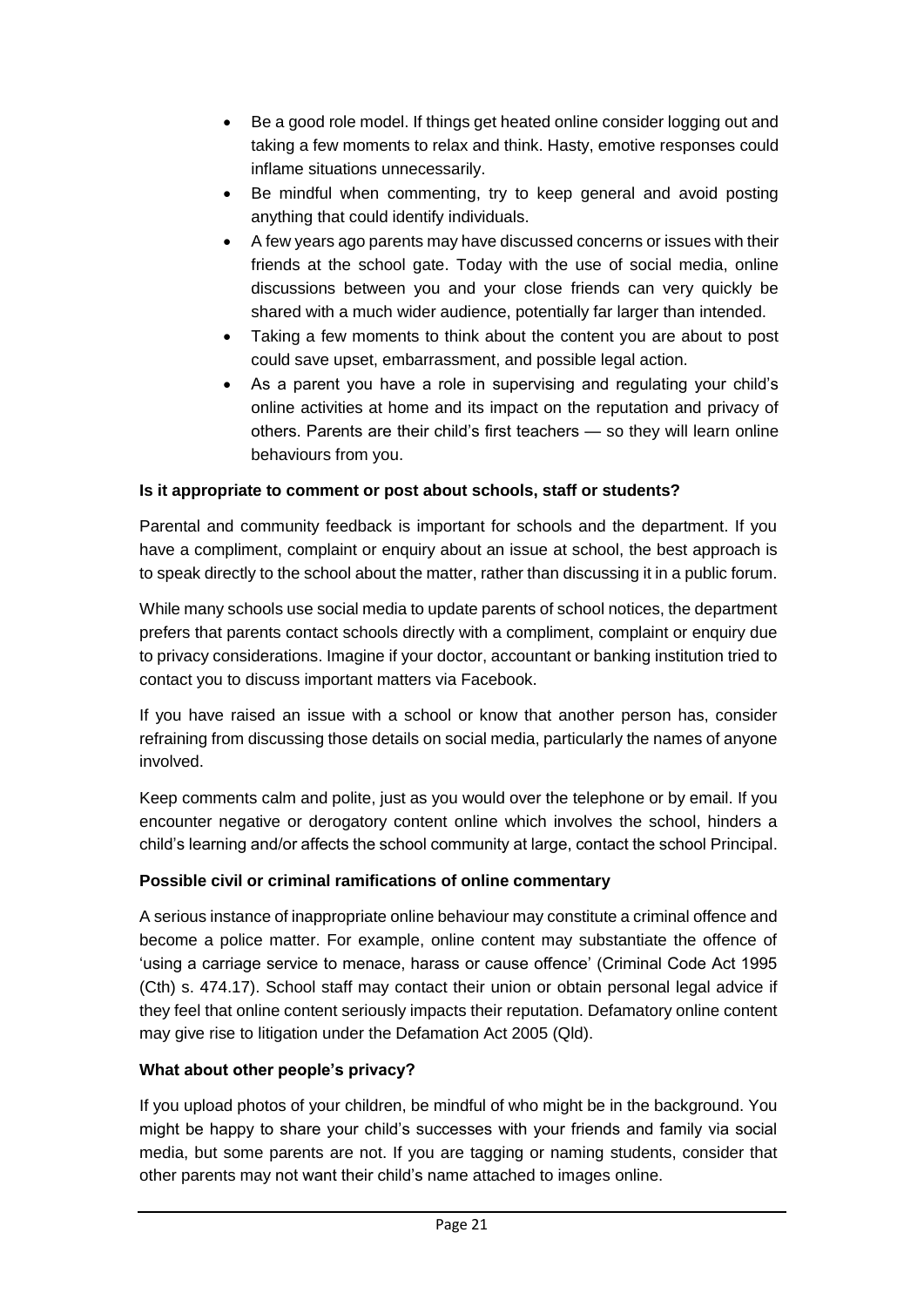- Be a good role model. If things get heated online consider logging out and taking a few moments to relax and think. Hasty, emotive responses could inflame situations unnecessarily.
- Be mindful when commenting, try to keep general and avoid posting anything that could identify individuals.
- A few years ago parents may have discussed concerns or issues with their friends at the school gate. Today with the use of social media, online discussions between you and your close friends can very quickly be shared with a much wider audience, potentially far larger than intended.
- Taking a few moments to think about the content you are about to post could save upset, embarrassment, and possible legal action.
- As a parent you have a role in supervising and regulating your child's online activities at home and its impact on the reputation and privacy of others. Parents are their child's first teachers — so they will learn online behaviours from you.

**Is it appropriate to comment or post about schools, staff or students?**

Parental and community feedback is important for schools and the department. If you have a compliment, complaint or enquiry about an issue at school, the best approach is to speak directly to the school about the matter, rather than discussing it in a public forum.

While many schools use social media to update parents of school notices, the department prefers that parents contact schools directly with a compliment, complaint or enquiry due to privacy considerations. Imagine if your doctor, accountant or banking institution tried to contact you to discuss important matters via Facebook.

If you have raised an issue with a school or know that another person has, consider refraining from discussing those details on social media, particularly the names of anyone involved.

Keep comments calm and polite, just as you would over the telephone or by email. If you encounter negative or derogatory content online which involves the school, hinders a child's learning and/or affects the school community at large, contact the school Principal.

**Possible civil or criminal ramifications of online commentary**

A serious instance of inappropriate online behaviour may constitute a criminal offence and become a police matter. For example, online content may substantiate the offence of 'using a carriage service to menace, harass or cause offence' (Criminal Code Act 1995 (Cth) s. 474.17). School staff may contact their union or obtain personal legal advice if they feel that online content seriously impacts their reputation. Defamatory online content may give rise to litigation under the Defamation Act 2005 (Qld).

**What about other people's privacy?**

If you upload photos of your children, be mindful of who might be in the background. You might be happy to share your child's successes with your friends and family via social media, but some parents are not. If you are tagging or naming students, consider that other parents may not want their child's name attached to images online.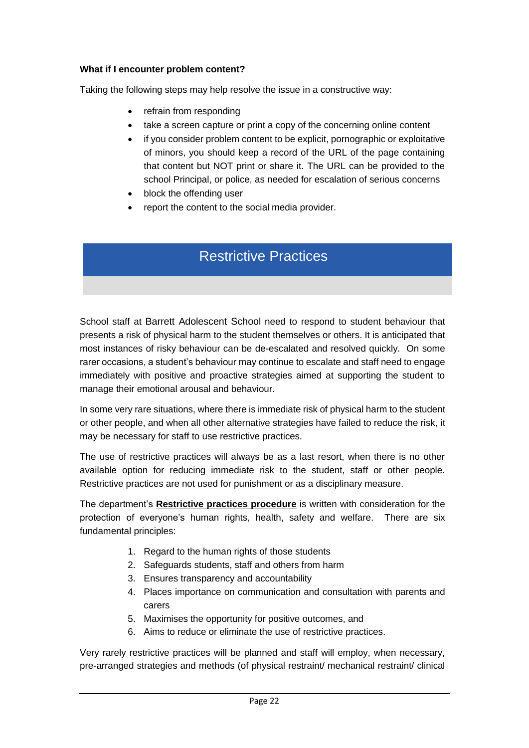**What if I encounter problem content?**

Taking the following steps may help resolve the issue in a constructive way:

- refrain from responding
- take a screen capture or print a copy of the concerning online content
- if you consider problem content to be explicit, pornographic or exploitative of minors, you should keep a record of the URL of the page containing that content but NOT print or share it. The URL can be provided to the school Principal, or police, as needed for escalation of serious concerns
- block the offending user
- report the content to the social media provider.

## Restrictive Practices

School staff at Barrett Adolescent School need to respond to student behaviour that presents a risk of physical harm to the student themselves or others. It is anticipated that most instances of risky behaviour can be de-escalated and resolved quickly. On some rarer occasions, a student's behaviour may continue to escalate and staff need to engage immediately with positive and proactive strategies aimed at supporting the student to manage their emotional arousal and behaviour.

In some very rare situations, where there is immediate risk of physical harm to the student or other people, and when all other alternative strategies have failed to reduce the risk, it may be necessary for staff to use restrictive practices.

The use of restrictive practices will always be as a last resort, when there is no other available option for reducing immediate risk to the student, staff or other people. Restrictive practices are not used for punishment or as a disciplinary measure.

The department's **Restrictive practices procedure** is written with consideration for the protection of everyone's human rights, health, safety and welfare. There are six fundamental principles:

1. Regard to the human rights of those students
2. Safeguards students, staff and others from harm
3. Ensures transparency and accountability
4. Places importance on communication and consultation with parents and carers
5. Maximises the opportunity for positive outcomes, and
6. Aims to reduce or eliminate the use of restrictive practices.

Very rarely restrictive practices will be planned and staff will employ, when necessary, pre-arranged strategies and methods (of physical restraint/ mechanical restraint/ clinical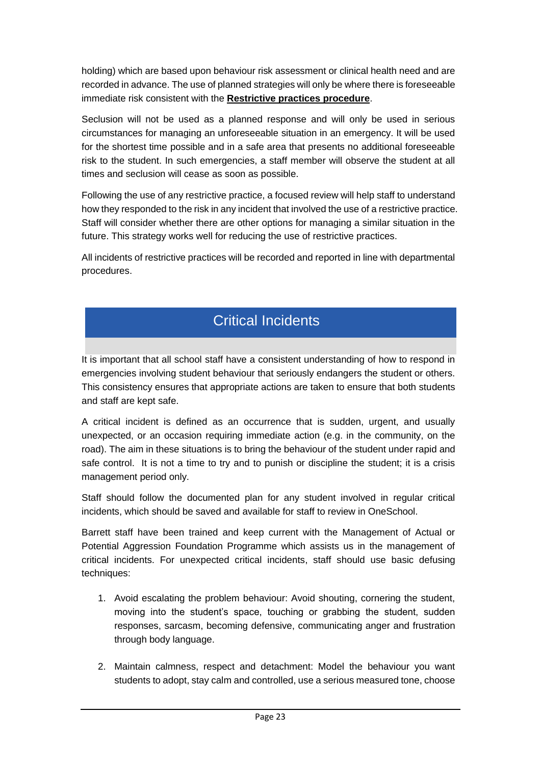holding) which are based upon behaviour risk assessment or clinical health need and are recorded in advance. The use of planned strategies will only be where there is foreseeable immediate risk consistent with the **Restrictive practices procedure**.

Seclusion will not be used as a planned response and will only be used in serious circumstances for managing an unforeseeable situation in an emergency. It will be used for the shortest time possible and in a safe area that presents no additional foreseeable risk to the student. In such emergencies, a staff member will observe the student at all times and seclusion will cease as soon as possible.

Following the use of any restrictive practice, a focused review will help staff to understand how they responded to the risk in any incident that involved the use of a restrictive practice. Staff will consider whether there are other options for managing a similar situation in the future. This strategy works well for reducing the use of restrictive practices.

All incidents of restrictive practices will be recorded and reported in line with departmental procedures.

## Critical Incidents

It is important that all school staff have a consistent understanding of how to respond in emergencies involving student behaviour that seriously endangers the student or others. This consistency ensures that appropriate actions are taken to ensure that both students and staff are kept safe.

A critical incident is defined as an occurrence that is sudden, urgent, and usually unexpected, or an occasion requiring immediate action (e.g. in the community, on the road). The aim in these situations is to bring the behaviour of the student under rapid and safe control. It is not a time to try and to punish or discipline the student; it is a crisis management period only.

Staff should follow the documented plan for any student involved in regular critical incidents, which should be saved and available for staff to review in OneSchool.

Barrett staff have been trained and keep current with the Management of Actual or Potential Aggression Foundation Programme which assists us in the management of critical incidents. For unexpected critical incidents, staff should use basic defusing techniques:

1. Avoid escalating the problem behaviour: Avoid shouting, cornering the student, moving into the student's space, touching or grabbing the student, sudden responses, sarcasm, becoming defensive, communicating anger and frustration through body language.

2. Maintain calmness, respect and detachment: Model the behaviour you want students to adopt, stay calm and controlled, use a serious measured tone, choose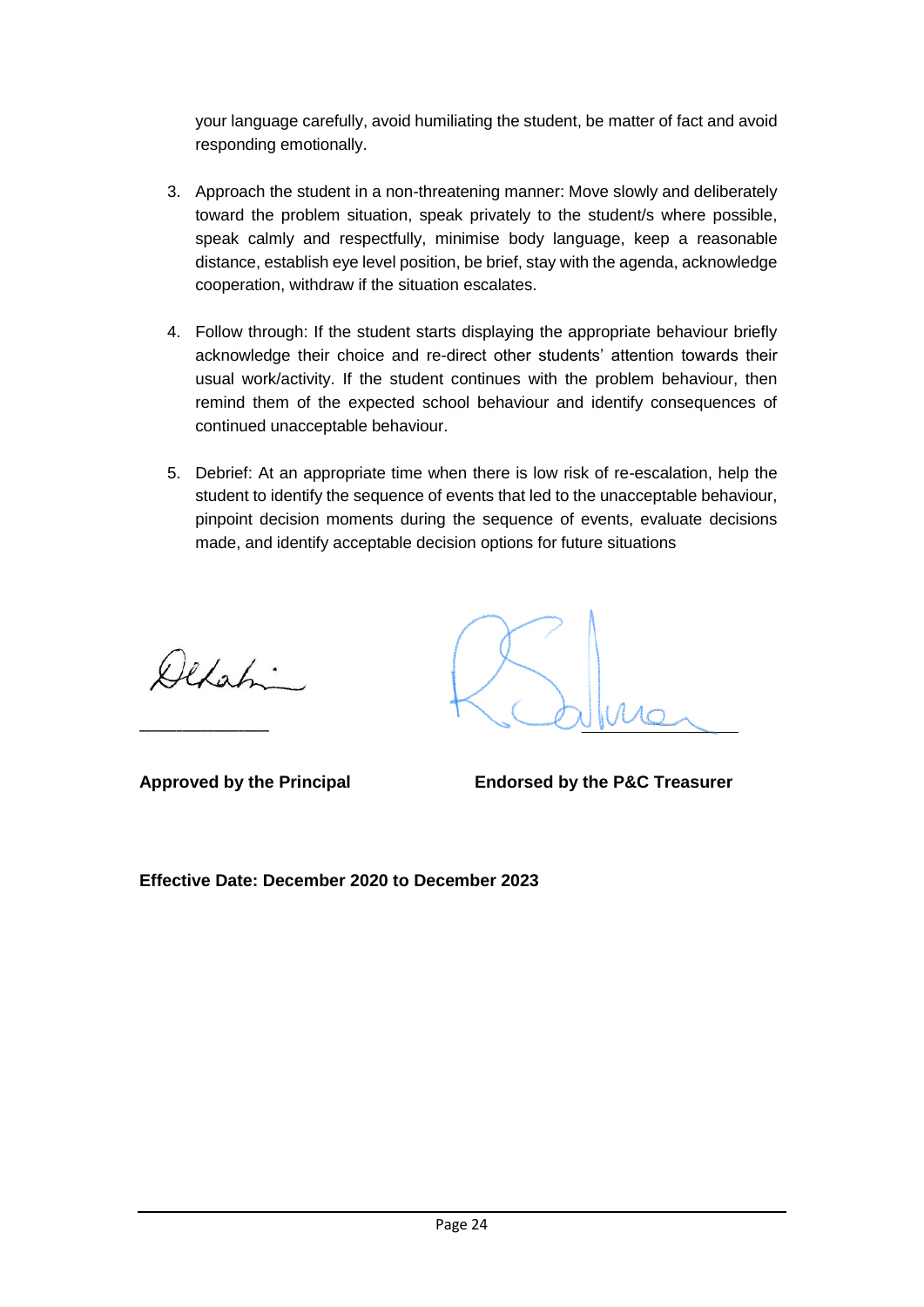your language carefully, avoid humiliating the student, be matter of fact and avoid responding emotionally.

3. Approach the student in a non-threatening manner: Move slowly and deliberately toward the problem situation, speak privately to the student/s where possible, speak calmly and respectfully, minimise body language, keep a reasonable distance, establish eye level position, be brief, stay with the agenda, acknowledge cooperation, withdraw if the situation escalates.

4. Follow through: If the student starts displaying the appropriate behaviour briefly acknowledge their choice and re-direct other students' attention towards their usual work/activity. If the student continues with the problem behaviour, then remind them of the expected school behaviour and identify consequences of continued unacceptable behaviour.

5. Debrief: At an appropriate time when there is low risk of re-escalation, help the student to identify the sequence of events that led to the unacceptable behaviour, pinpoint decision moments during the sequence of events, evaluate decisions made, and identify acceptable decision options for future situations

**Approved by the Principal**

**Endorsed by the P&C Treasurer**

**Effective Date: December 2020 to December 2023**